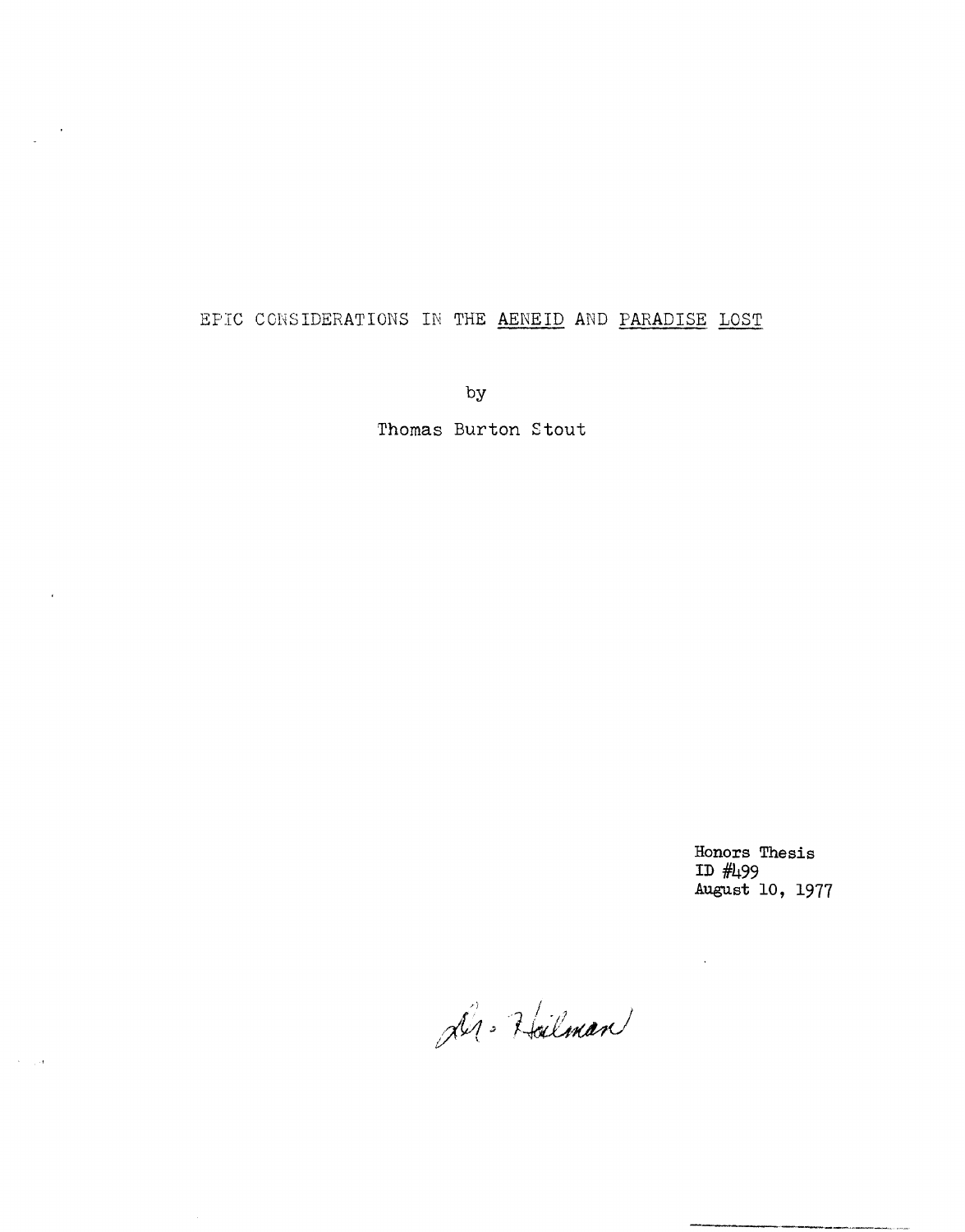# EPIC CONSIDERATIONS IN THE AENEID AND PARADISE LOST

by

Thomas Burton Stout

Honors Thesis
ID #499
August 10, 1977

Dr. Hailman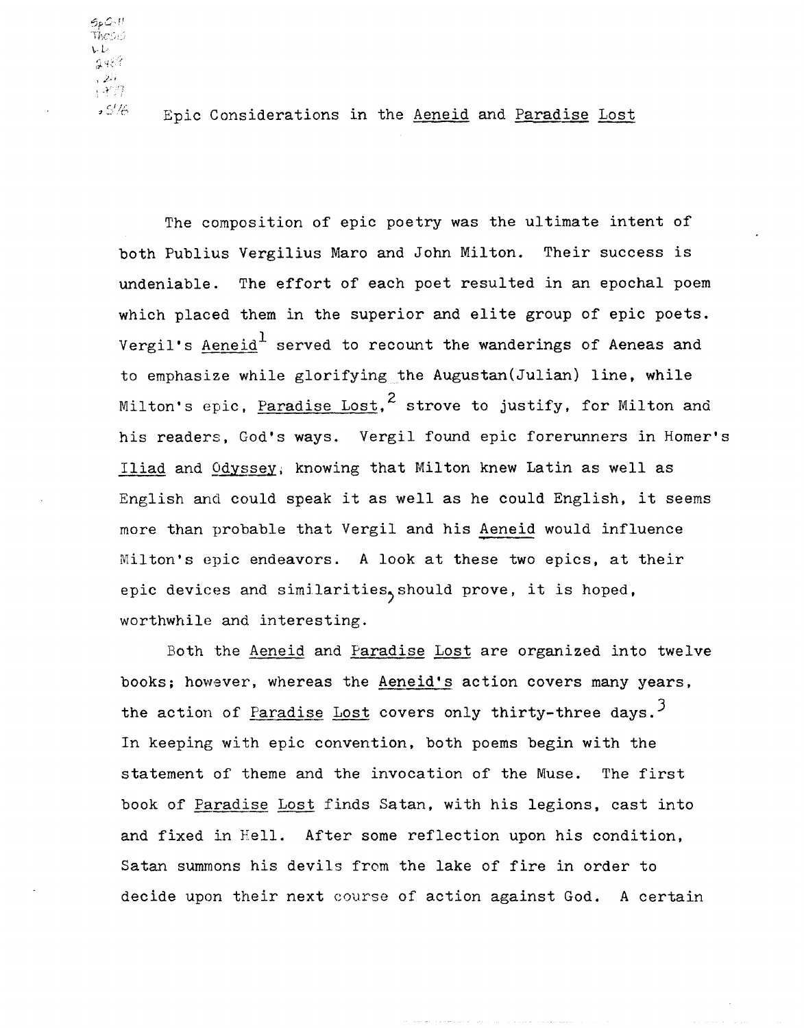# Epic Considerations in the Aeneid and Paradise Lost

The composition of epic poetry was the ultimate intent of both Publius Vergilius Maro and John Milton. Their success is undeniable. The effort of each poet resulted in an epochal poem which placed them in the superior and elite group of epic poets. Vergil's Aeneid[1] served to recount the wanderings of Aeneas and to emphasize while glorifying the Augustan(Julian) line, while Milton's epic, Paradise Lost,[2] strove to justify, for Milton and his readers, God's ways. Vergil found epic forerunners in Homer's Iliad and Odyssey; knowing that Milton knew Latin as well as English and could speak it as well as he could English, it seems more than probable that Vergil and his Aeneid would influence Milton's epic endeavors. A look at these two epics, at their epic devices and similarities, should prove, it is hoped, worthwhile and interesting.

Both the Aeneid and Paradise Lost are organized into twelve books; however, whereas the Aeneid's action covers many years, the action of Paradise Lost covers only thirty-three days.[3] In keeping with epic convention, both poems begin with the statement of theme and the invocation of the Muse. The first book of Paradise Lost finds Satan, with his legions, cast into and fixed in Hell. After some reflection upon his condition, Satan summons his devils from the lake of fire in order to decide upon their next course of action against God. A certain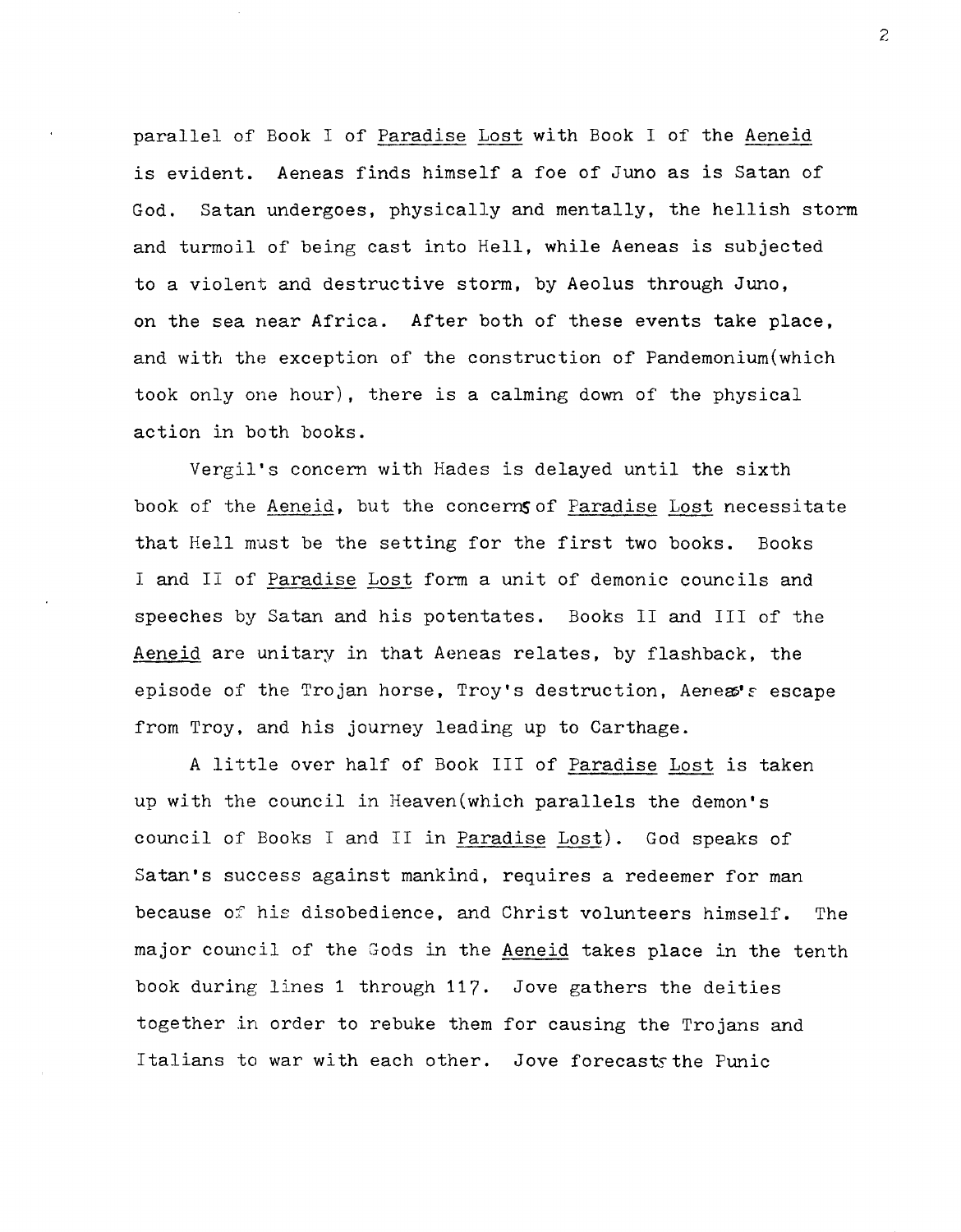parallel of Book I of Paradise Lost with Book I of the Aeneid is evident. Aeneas finds himself a foe of Juno as is Satan of God. Satan undergoes, physically and mentally, the hellish storm and turmoil of being cast into Hell, while Aeneas is subjected to a violent and destructive storm, by Aeolus through Juno, on the sea near Africa. After both of these events take place, and with the exception of the construction of Pandemonium(which took only one hour), there is a calming down of the physical action in both books.

Vergil's concern with Hades is delayed until the sixth book of the Aeneid, but the concerns of Paradise Lost necessitate that Hell must be the setting for the first two books. Books I and II of Paradise Lost form a unit of demonic councils and speeches by Satan and his potentates. Books II and III of the Aeneid are unitary in that Aeneas relates, by flashback, the episode of the Trojan horse, Troy's destruction, Aeneas's escape from Troy, and his journey leading up to Carthage.

A little over half of Book III of Paradise Lost is taken up with the council in Heaven(which parallels the demon's council of Books I and II in Paradise Lost). God speaks of Satan's success against mankind, requires a redeemer for man because of his disobedience, and Christ volunteers himself. The major council of the Gods in the Aeneid takes place in the tenth book during lines 1 through 117. Jove gathers the deities together in order to rebuke them for causing the Trojans and Italians to war with each other. Jove forecasts the Punic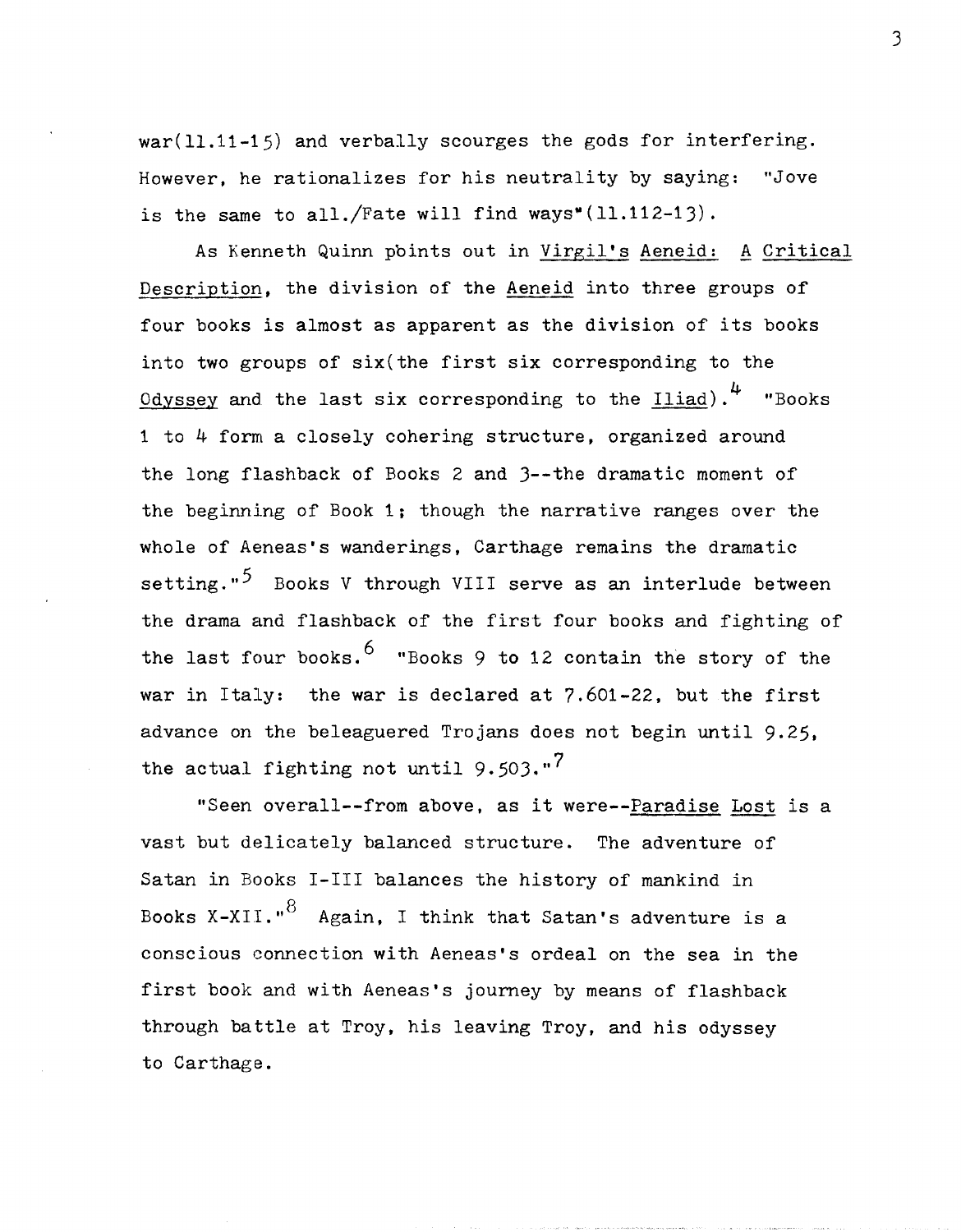war(11.11-15) and verbally scourges the gods for interfering. However, he rationalizes for his neutrality by saying: "Jove is the same to all./Fate will find ways"(11.112-13).

As Kenneth Quinn points out in _Virgil's Aeneid: A Critical Description_, the division of the _Aeneid_ into three groups of four books is almost as apparent as the division of its books into two groups of six(the first six corresponding to the _Odyssey_ and the last six corresponding to the _Iliad_).[4] "Books 1 to 4 form a closely cohering structure, organized around the long flashback of Books 2 and 3--the dramatic moment of the beginning of Book 1; though the narrative ranges over the whole of Aeneas's wanderings, Carthage remains the dramatic setting."[5] Books V through VIII serve as an interlude between the drama and flashback of the first four books and fighting of the last four books.[6] "Books 9 to 12 contain the story of the war in Italy: the war is declared at 7.601-22, but the first advance on the beleaguered Trojans does not begin until 9.25, the actual fighting not until 9.503."[7]

"Seen overall--from above, as it were--_Paradise Lost_ is a vast but delicately balanced structure. The adventure of Satan in Books I-III balances the history of mankind in Books X-XII."[8] Again, I think that Satan's adventure is a conscious connection with Aeneas's ordeal on the sea in the first book and with Aeneas's journey by means of flashback through battle at Troy, his leaving Troy, and his odyssey to Carthage.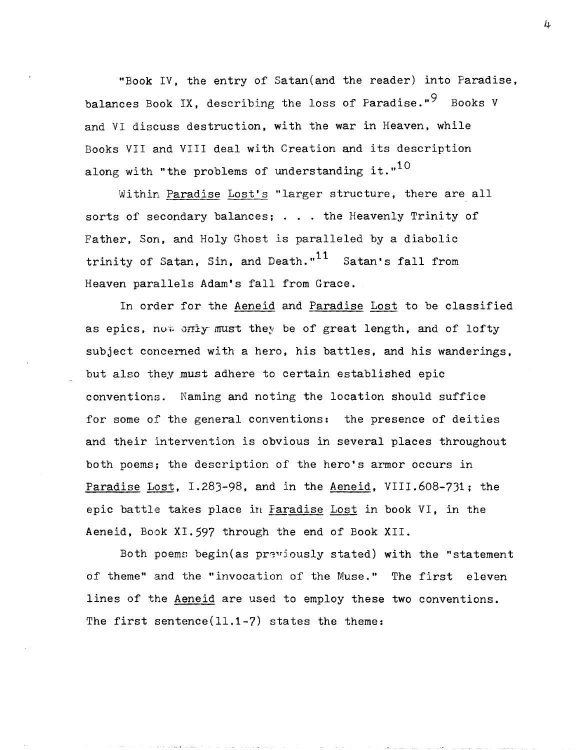"Book IV, the entry of Satan(and the reader) into Paradise, balances Book IX, describing the loss of Paradise."[9] Books V and VI discuss destruction, with the war in Heaven, while Books VII and VIII deal with Creation and its description along with "the problems of understanding it."[10]

Within Paradise Lost's "larger structure, there are all sorts of secondary balances; . . . the Heavenly Trinity of Father, Son, and Holy Ghost is paralleled by a diabolic trinity of Satan, Sin, and Death."[11] Satan's fall from Heaven parallels Adam's fall from Grace.

In order for the Aeneid and Paradise Lost to be classified as epics, not only must they be of great length, and of lofty subject concerned with a hero, his battles, and his wanderings, but also they must adhere to certain established epic conventions. Naming and noting the location should suffice for some of the general conventions: the presence of deities and their intervention is obvious in several places throughout both poems; the description of the hero's armor occurs in Paradise Lost, I.283-98, and in the Aeneid, VIII.608-731; the epic battle takes place in Paradise Lost in book VI, in the Aeneid, Book XI.597 through the end of Book XII.

Both poems begin(as previously stated) with the "statement of theme" and the "invocation of the Muse." The first eleven lines of the Aeneid are used to employ these two conventions. The first sentence(ll.1-7) states the theme: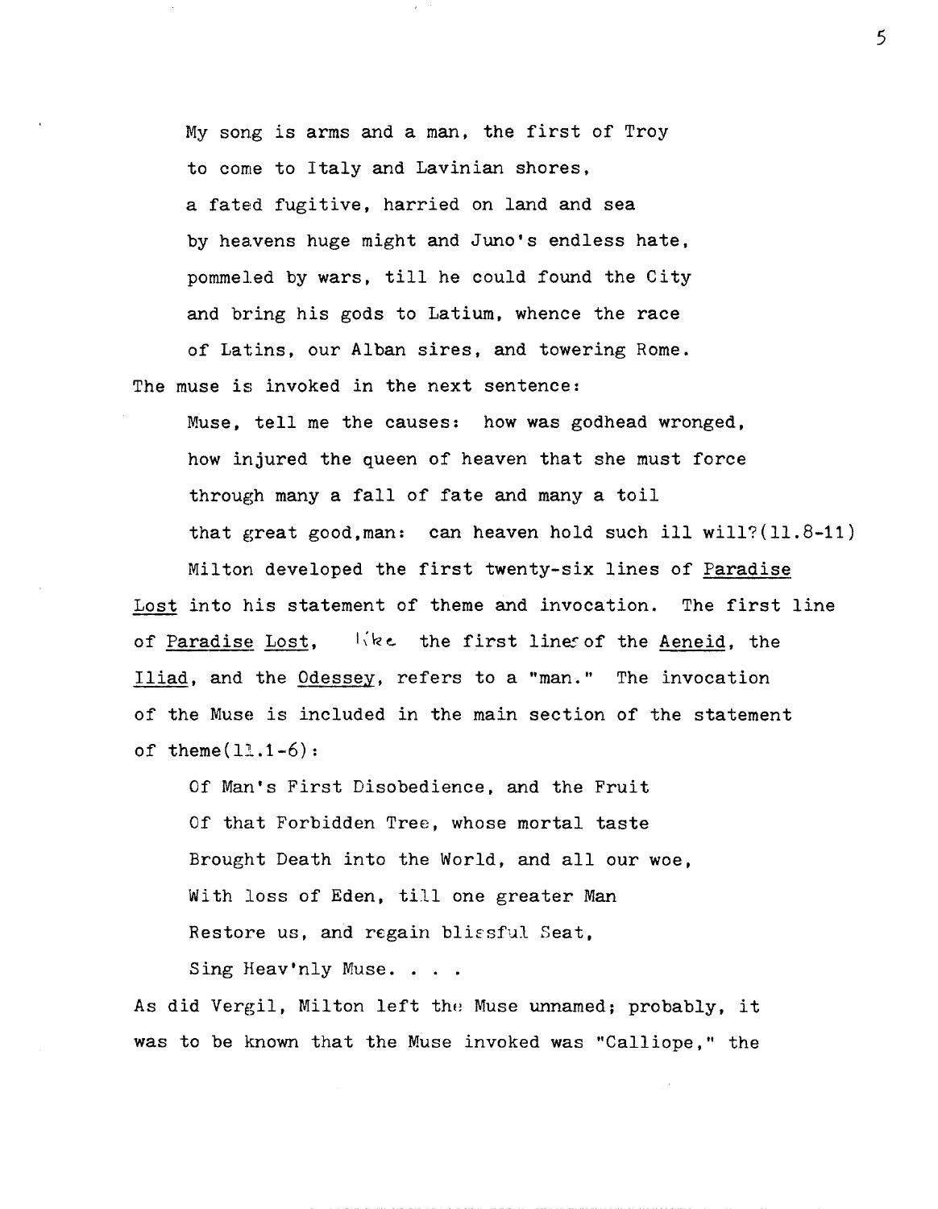> My song is arms and a man, the first of Troy
> to come to Italy and Lavinian shores,
> a fated fugitive, harried on land and sea
> by heavens huge might and Juno's endless hate,
> pommeled by wars, till he could found the City
> and bring his gods to Latium, whence the race
> of Latins, our Alban sires, and towering Rome.

The muse is invoked in the next sentence:

> Muse, tell me the causes: how was godhead wronged,
> how injured the queen of heaven that she must force
> through many a fall of fate and many a toil
> that great good,man: can heaven hold such ill will?(11.8-11)

Milton developed the first twenty-six lines of <u>Paradise Lost</u> into his statement of theme and invocation. The first line of <u>Paradise Lost</u>, like the first lines of the <u>Aeneid</u>, the <u>Iliad</u>, and the <u>Odessey</u>, refers to a "man." The invocation of the Muse is included in the main section of the statement of theme(11.1-6):

> Of Man's First Disobedience, and the Fruit
> Of that Forbidden Tree, whose mortal taste
> Brought Death into the World, and all our woe,
> With loss of Eden, till one greater Man
> Restore us, and regain blissful Seat,
> Sing Heav'nly Muse. . . .

As did Vergil, Milton left the Muse unnamed; probably, it was to be known that the Muse invoked was "Calliope," the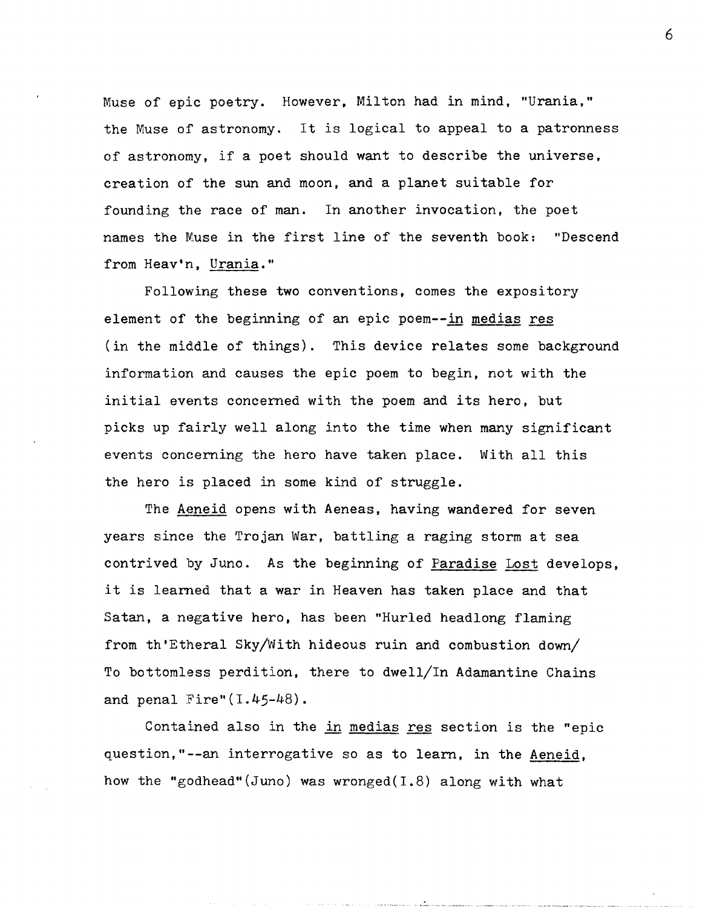Muse of epic poetry. However, Milton had in mind, "Urania," the Muse of astronomy. It is logical to appeal to a patronness of astronomy, if a poet should want to describe the universe, creation of the sun and moon, and a planet suitable for founding the race of man. In another invocation, the poet names the Muse in the first line of the seventh book: "Descend from Heav'n, _Urania_."

Following these two conventions, comes the expository element of the beginning of an epic poem--_in medias res_ (in the middle of things). This device relates some background information and causes the epic poem to begin, not with the initial events concerned with the poem and its hero, but picks up fairly well along into the time when many significant events concerning the hero have taken place. With all this the hero is placed in some kind of struggle.

The _Aeneid_ opens with Aeneas, having wandered for seven years since the Trojan War, battling a raging storm at sea contrived by Juno. As the beginning of _Paradise Lost_ develops, it is learned that a war in Heaven has taken place and that Satan, a negative hero, has been "Hurled headlong flaming from th'Etheral Sky/With hideous ruin and combustion down/ To bottomless perdition, there to dwell/In Adamantine Chains and penal Fire"(I.45-48).

Contained also in the _in medias res_ section is the "epic question,"--an interrogative so as to learn, in the _Aeneid_, how the "godhead"(Juno) was wronged(I.8) along with what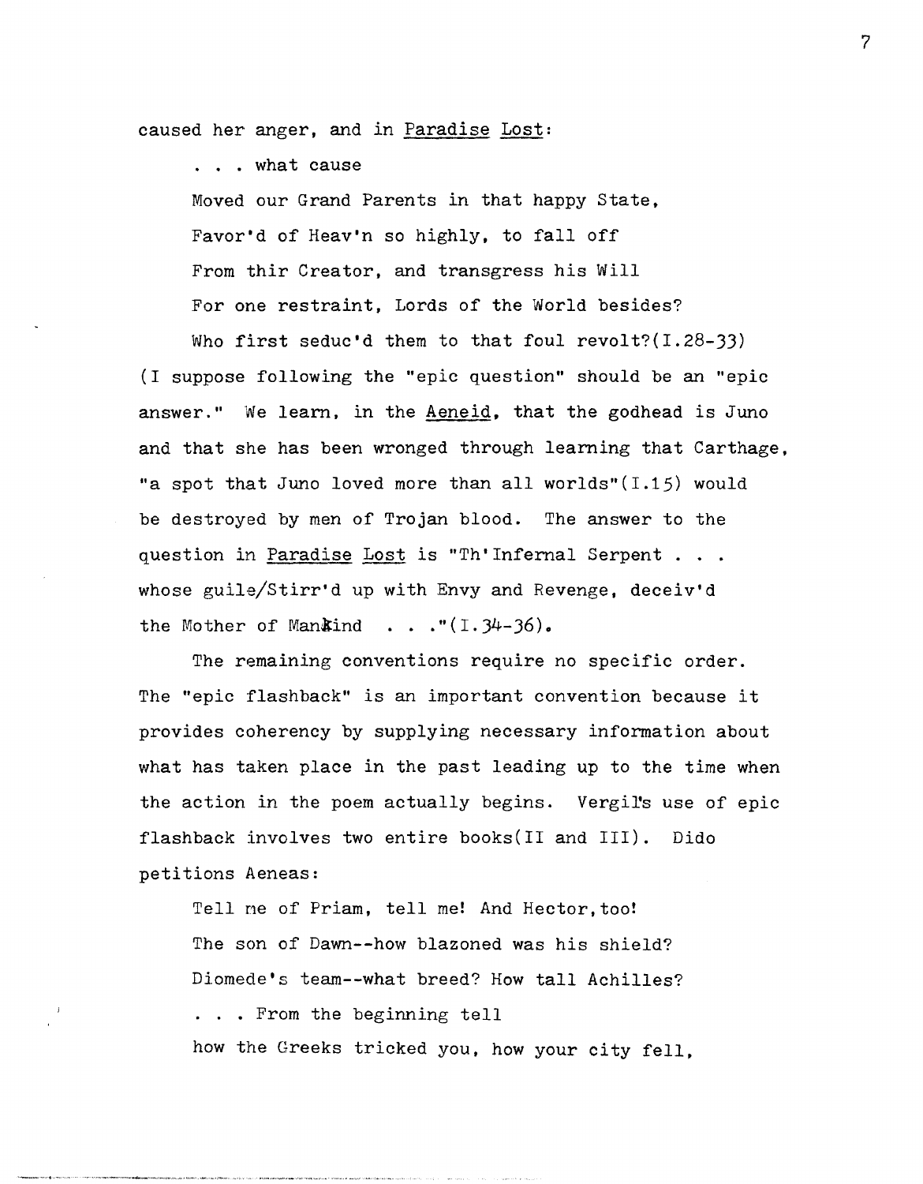caused her anger, and in Paradise Lost:

> . . . what cause
>
> Moved our Grand Parents in that happy State,
>
> Favor'd of Heav'n so highly, to fall off
>
> From thir Creator, and transgress his Will
>
> For one restraint, Lords of the World besides?
>
> Who first seduc'd them to that foul revolt?(I.28-33)

(I suppose following the "epic question" should be an "epic answer." We learn, in the Aeneid, that the godhead is Juno and that she has been wronged through learning that Carthage, "a spot that Juno loved more than all worlds"(I.15) would be destroyed by men of Trojan blood. The answer to the question in Paradise Lost is "Th'Infernal Serpent . . . whose guile/Stirr'd up with Envy and Revenge, deceiv'd the Mother of Mankind . . ."(I.34-36).

The remaining conventions require no specific order. The "epic flashback" is an important convention because it provides coherency by supplying necessary information about what has taken place in the past leading up to the time when the action in the poem actually begins. Vergil's use of epic flashback involves two entire books(II and III). Dido petitions Aeneas:

> Tell me of Priam, tell me! And Hector, too!
>
> The son of Dawn--how blazoned was his shield?
>
> Diomede's team--what breed? How tall Achilles?
>
> . . . From the beginning tell
>
> how the Greeks tricked you, how your city fell,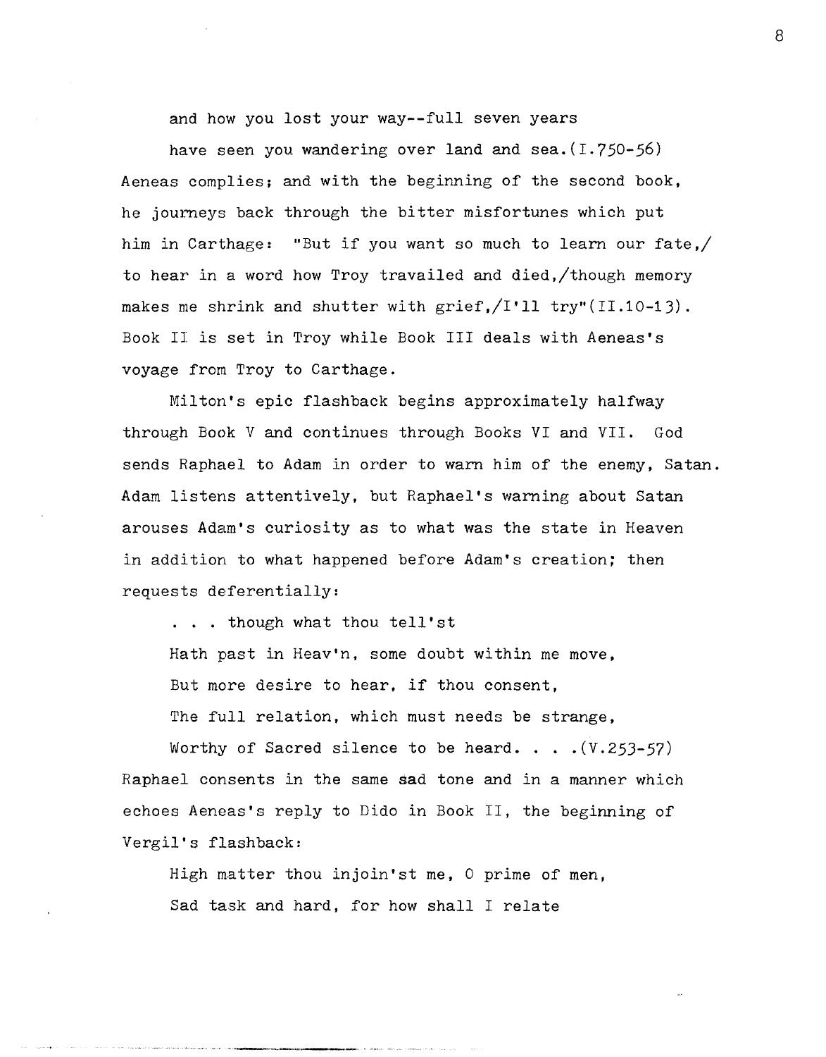and how you lost your way--full seven years

have seen you wandering over land and sea.(I.750-56)

Aeneas complies; and with the beginning of the second book, he journeys back through the bitter misfortunes which put him in Carthage: "But if you want so much to learn our fate,/ to hear in a word how Troy travailed and died,/though memory makes me shrink and shutter with grief,/I'll try"(II.10-13). Book II is set in Troy while Book III deals with Aeneas's voyage from Troy to Carthage.

Milton's epic flashback begins approximately halfway through Book V and continues through Books VI and VII. God sends Raphael to Adam in order to warn him of the enemy, Satan. Adam listens attentively, but Raphael's warning about Satan arouses Adam's curiosity as to what was the state in Heaven in addition to what happened before Adam's creation; then requests deferentially:

> . . . though what thou tell'st
>
> Hath past in Heav'n, some doubt within me move,
>
> But more desire to hear, if thou consent,
>
> The full relation, which must needs be strange,
>
> Worthy of Sacred silence to be heard. . . .(V.253-57)

Raphael consents in the same sad tone and in a manner which echoes Aeneas's reply to Dido in Book II, the beginning of Vergil's flashback:

> High matter thou injoin'st me, O prime of men,
>
> Sad task and hard, for how shall I relate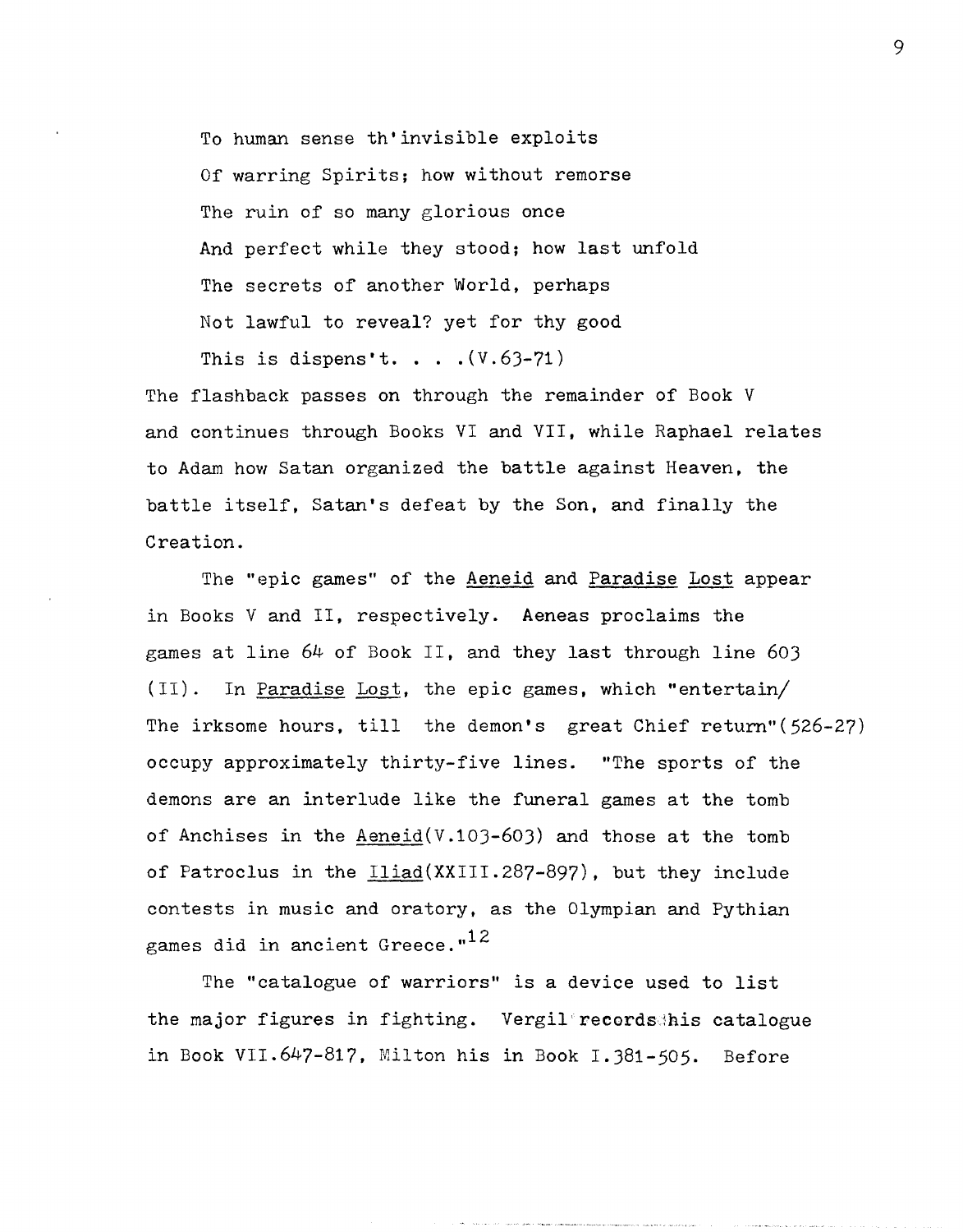> To human sense th'invisible exploits
> Of warring Spirits; how without remorse
> The ruin of so many glorious once
> And perfect while they stood; how last unfold
> The secrets of another World, perhaps
> Not lawful to reveal? yet for thy good
> This is dispens't. . . .(V.63-71)

The flashback passes on through the remainder of Book V and continues through Books VI and VII, while Raphael relates to Adam how Satan organized the battle against Heaven, the battle itself, Satan's defeat by the Son, and finally the Creation.

The "epic games" of the Aeneid and Paradise Lost appear in Books V and II, respectively. Aeneas proclaims the games at line 64 of Book II, and they last through line 603 (II). In Paradise Lost, the epic games, which "entertain/ The irksome hours, till the demon's great Chief return"(526-27) occupy approximately thirty-five lines. "The sports of the demons are an interlude like the funeral games at the tomb of Anchises in the Aeneid(V.103-603) and those at the tomb of Patroclus in the Iliad(XXIII.287-897), but they include contests in music and oratory, as the Olympian and Pythian games did in ancient Greece."[12]

The "catalogue of warriors" is a device used to list the major figures in fighting. Vergil records his catalogue in Book VII.647-817, Milton his in Book I.381-505. Before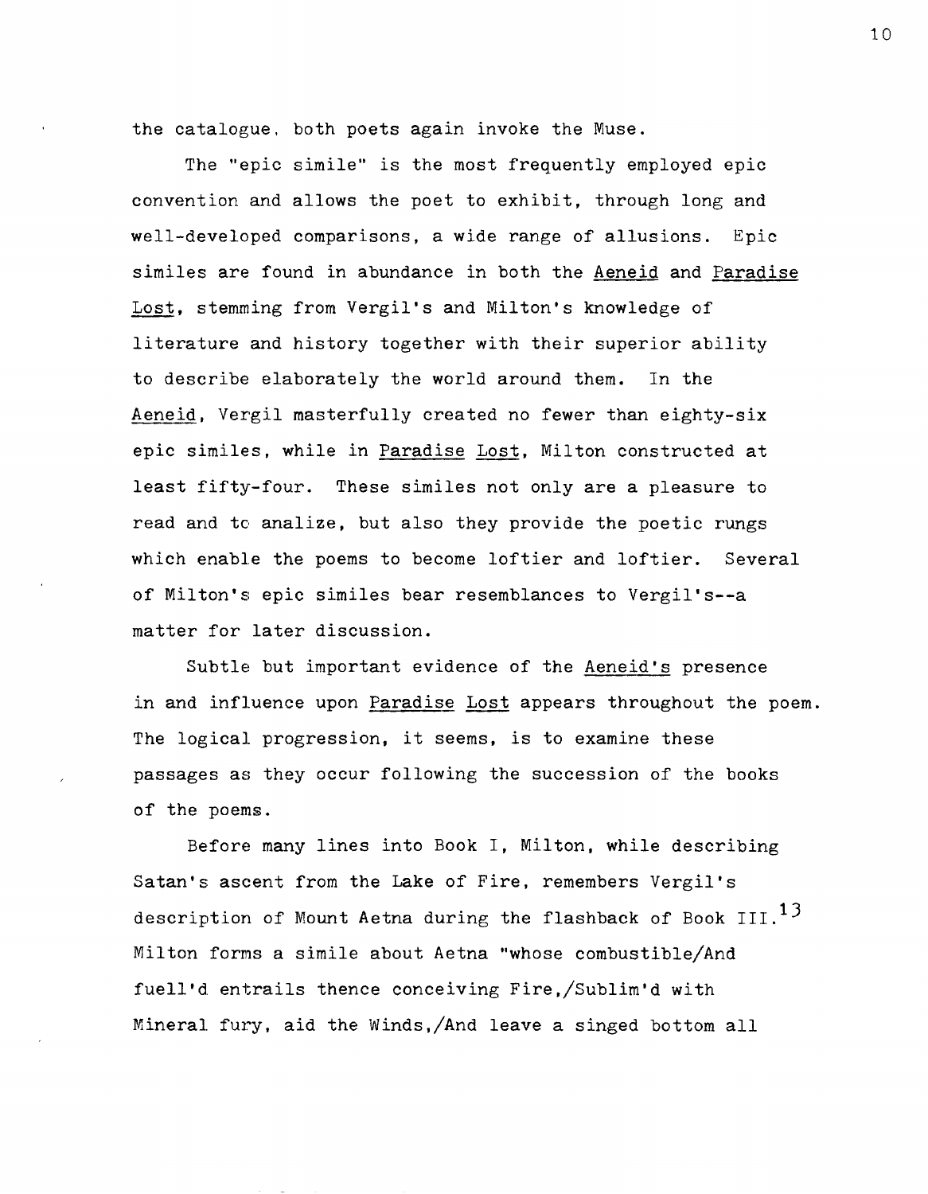the catalogue, both poets again invoke the Muse.

The "epic simile" is the most frequently employed epic convention and allows the poet to exhibit, through long and well-developed comparisons, a wide range of allusions. Epic similes are found in abundance in both the Aeneid and Paradise Lost, stemming from Vergil's and Milton's knowledge of literature and history together with their superior ability to describe elaborately the world around them. In the Aeneid, Vergil masterfully created no fewer than eighty-six epic similes, while in Paradise Lost, Milton constructed at least fifty-four. These similes not only are a pleasure to read and to analize, but also they provide the poetic rungs which enable the poems to become loftier and loftier. Several of Milton's epic similes bear resemblances to Vergil's--a matter for later discussion.

Subtle but important evidence of the Aeneid's presence in and influence upon Paradise Lost appears throughout the poem. The logical progression, it seems, is to examine these passages as they occur following the succession of the books of the poems.

Before many lines into Book I, Milton, while describing Satan's ascent from the Lake of Fire, remembers Vergil's description of Mount Aetna during the flashback of Book III.[13] Milton forms a simile about Aetna "whose combustible/And fuell'd entrails thence conceiving Fire,/Sublim'd with Mineral fury, aid the Winds,/And leave a singed bottom all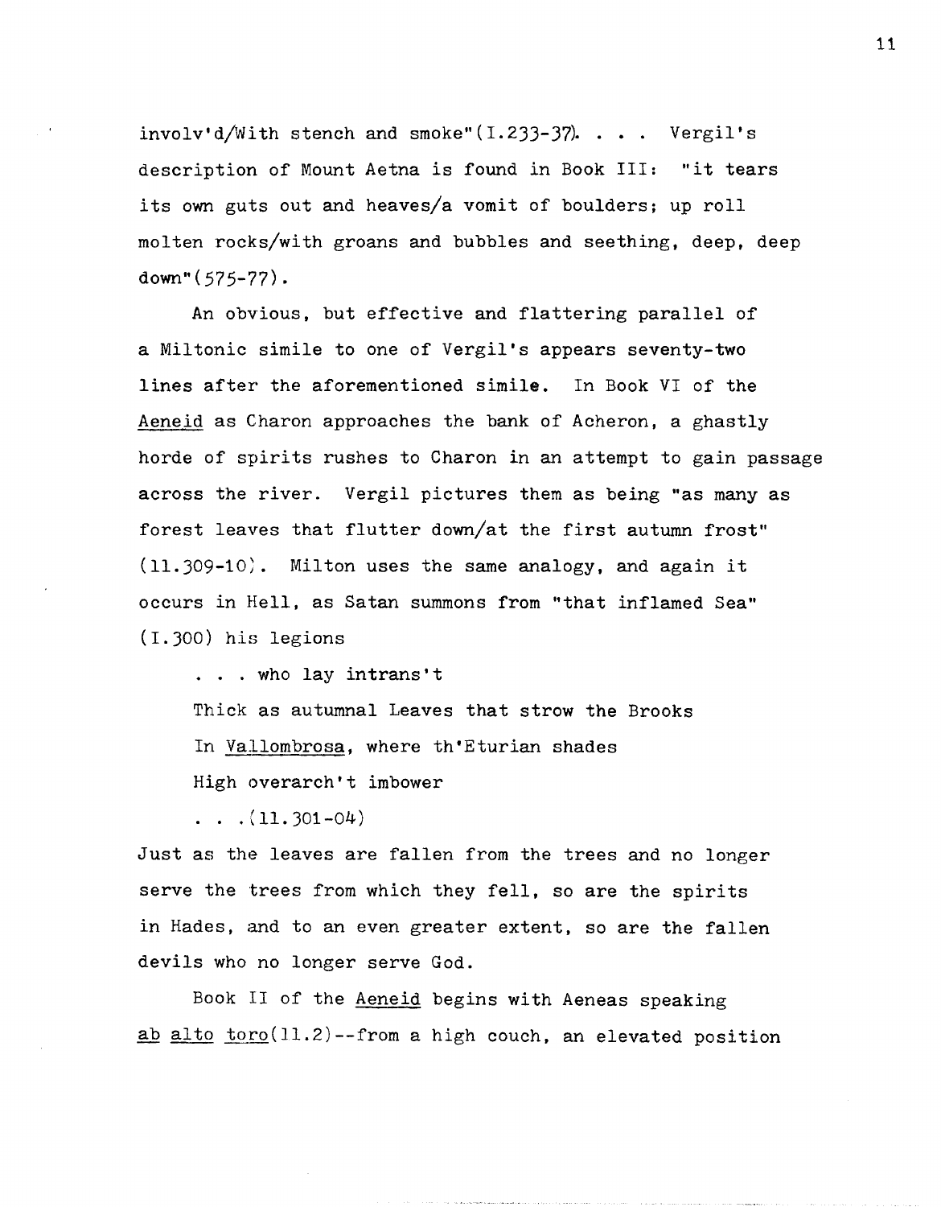involv'd/With stench and smoke"(I.233-37). . . . Vergil's description of Mount Aetna is found in Book III: "it tears its own guts out and heaves/a vomit of boulders; up roll molten rocks/with groans and bubbles and seething, deep, deep down"(575-77).

An obvious, but effective and flattering parallel of a Miltonic simile to one of Vergil's appears seventy-two lines after the aforementioned simile. In Book VI of the Aeneid as Charon approaches the bank of Acheron, a ghastly horde of spirits rushes to Charon in an attempt to gain passage across the river. Vergil pictures them as being "as many as forest leaves that flutter down/at the first autumn frost" (11.309-10). Milton uses the same analogy, and again it occurs in Hell, as Satan summons from "that inflamed Sea" (I.300) his legions

> . . . who lay intrans't
> Thick as autumnal Leaves that strow the Brooks
> In Vallombrosa, where th'Eturian shades
> High overarch't imbower
> . . .(11.301-04)

Just as the leaves are fallen from the trees and no longer serve the trees from which they fell, so are the spirits in Hades, and to an even greater extent, so are the fallen devils who no longer serve God.

Book II of the Aeneid begins with Aeneas speaking ab alto toro(11.2)--from a high couch, an elevated position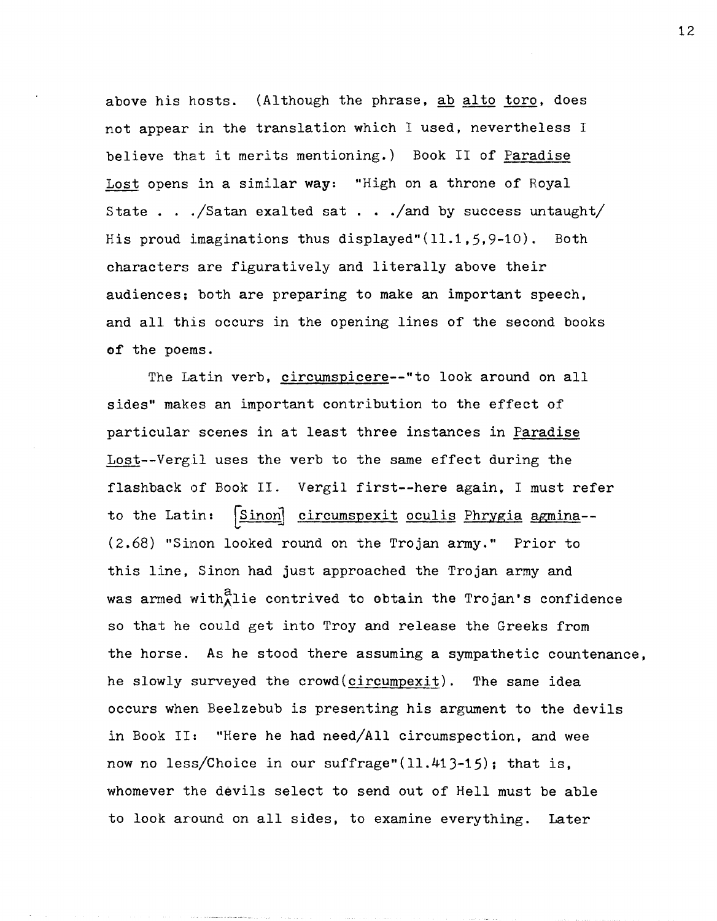above his hosts. (Although the phrase, ab alto toro, does not appear in the translation which I used, nevertheless I believe that it merits mentioning.) Book II of Paradise Lost opens in a similar way: "High on a throne of Royal State . . ./Satan exalted sat . . ./and by success untaught/ His proud imaginations thus displayed"(ll.1,5,9-10). Both characters are figuratively and literally above their audiences; both are preparing to make an important speech, and all this occurs in the opening lines of the second books of the poems.

The Latin verb, circumspicere--"to look around on all sides" makes an important contribution to the effect of particular scenes in at least three instances in Paradise Lost--Vergil uses the verb to the same effect during the flashback of Book II. Vergil first--here again, I must refer to the Latin: [Sinon] circumspexit oculis Phrygia agmina--(2.68) "Sinon looked round on the Trojan army." Prior to this line, Sinon had just approached the Trojan army and was armed with a lie contrived to obtain the Trojan's confidence so that he could get into Troy and release the Greeks from the horse. As he stood there assuming a sympathetic countenance, he slowly surveyed the crowd(circumpexit). The same idea occurs when Beelzebub is presenting his argument to the devils in Book II: "Here he had need/All circumspection, and wee now no less/Choice in our suffrage"(ll.413-15); that is, whomever the devils select to send out of Hell must be able to look around on all sides, to examine everything. Later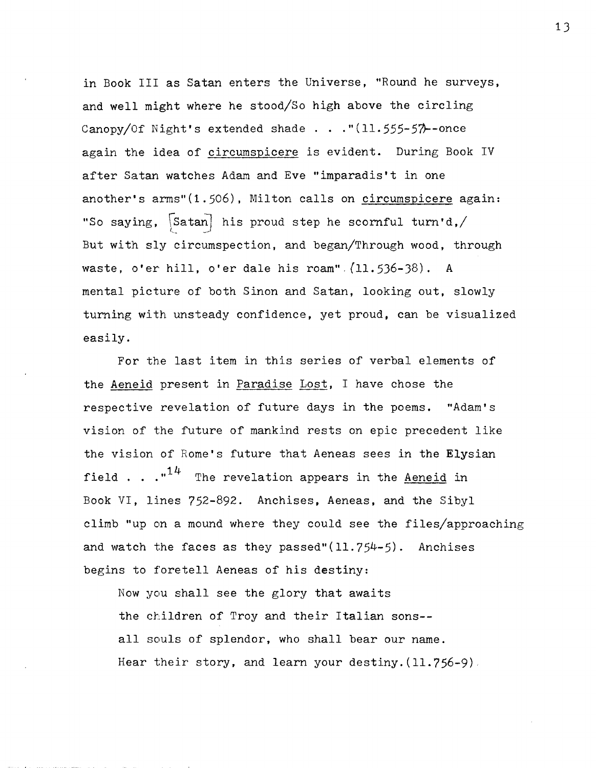in Book III as Satan enters the Universe, "Round he surveys, and well might where he stood/So high above the circling Canopy/Of Night's extended shade . . ."(ll.555-57)--once again the idea of _circumspicere_ is evident. During Book IV after Satan watches Adam and Eve "imparadis't in one another's arms"(l.506), Milton calls on _circumspicere_ again: "So saying, [Satan] his proud step he scornful turn'd,/ But with sly circumspection, and began/Through wood, through waste, o'er hill, o'er dale his roam" (ll.536-38). A mental picture of both Sinon and Satan, looking out, slowly turning with unsteady confidence, yet proud, can be visualized easily.

For the last item in this series of verbal elements of the _Aeneid_ present in _Paradise Lost_, I have chose the respective revelation of future days in the poems. "Adam's vision of the future of mankind rests on epic precedent like the vision of Rome's future that Aeneas sees in the Elysian field . . ."[14] The revelation appears in the _Aeneid_ in Book VI, lines 752-892. Anchises, Aeneas, and the Sibyl climb "up on a mound where they could see the files/approaching and watch the faces as they passed"(ll.754-5). Anchises begins to foretell Aeneas of his destiny:

> Now you shall see the glory that awaits
> the children of Troy and their Italian sons--
> all souls of splendor, who shall bear our name.
> Hear their story, and learn your destiny.(ll.756-9)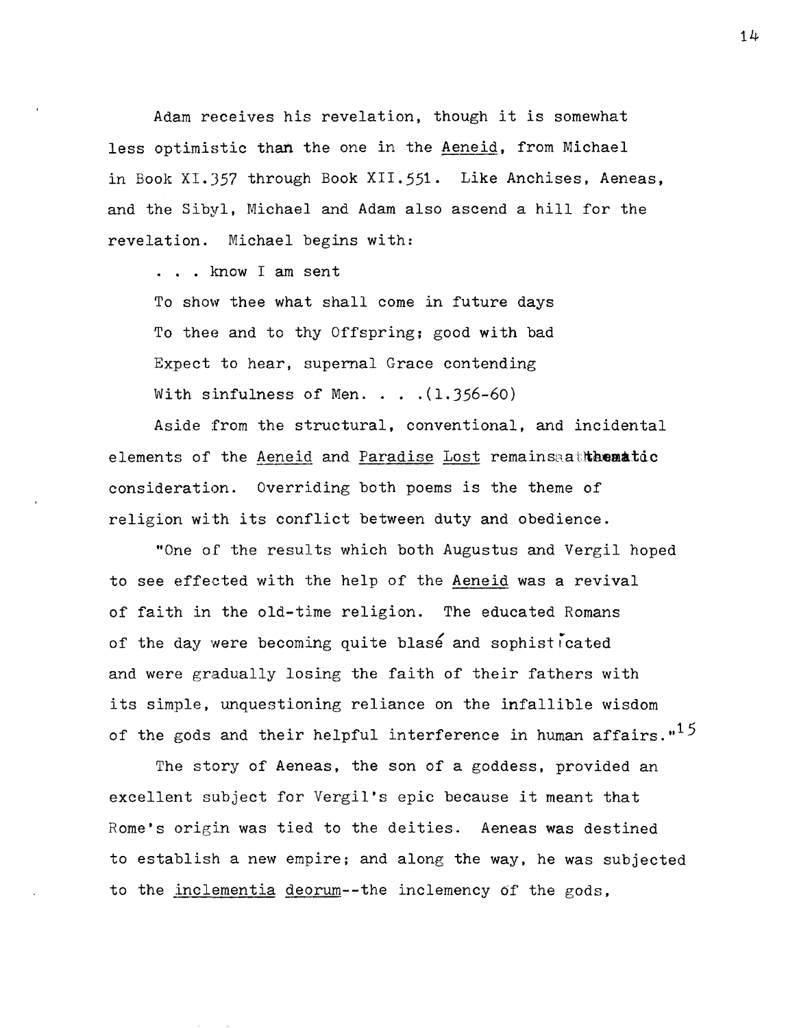Adam receives his revelation, though it is somewhat less optimistic than the one in the _Aeneid_, from Michael in Book XI.357 through Book XII.551. Like Anchises, Aeneas, and the Sibyl, Michael and Adam also ascend a hill for the revelation. Michael begins with:

> . . . know I am sent
> To show thee what shall come in future days
> To thee and to thy Offspring; good with bad
> Expect to hear, supernal Grace contending
> With sinfulness of Men. . . .(1.356-60)

Aside from the structural, conventional, and incidental elements of the _Aeneid_ and _Paradise Lost_ remains a thematic consideration. Overriding both poems is the theme of religion with its conflict between duty and obedience.

"One of the results which both Augustus and Vergil hoped to see effected with the help of the _Aeneid_ was a revival of faith in the old-time religion. The educated Romans of the day were becoming quite blasé and sophisticated and were gradually losing the faith of their fathers with its simple, unquestioning reliance on the infallible wisdom of the gods and their helpful interference in human affairs."[15]

The story of Aeneas, the son of a goddess, provided an excellent subject for Vergil's epic because it meant that Rome's origin was tied to the deities. Aeneas was destined to establish a new empire; and along the way, he was subjected to the _inclementia deorum_--the inclemency of the gods,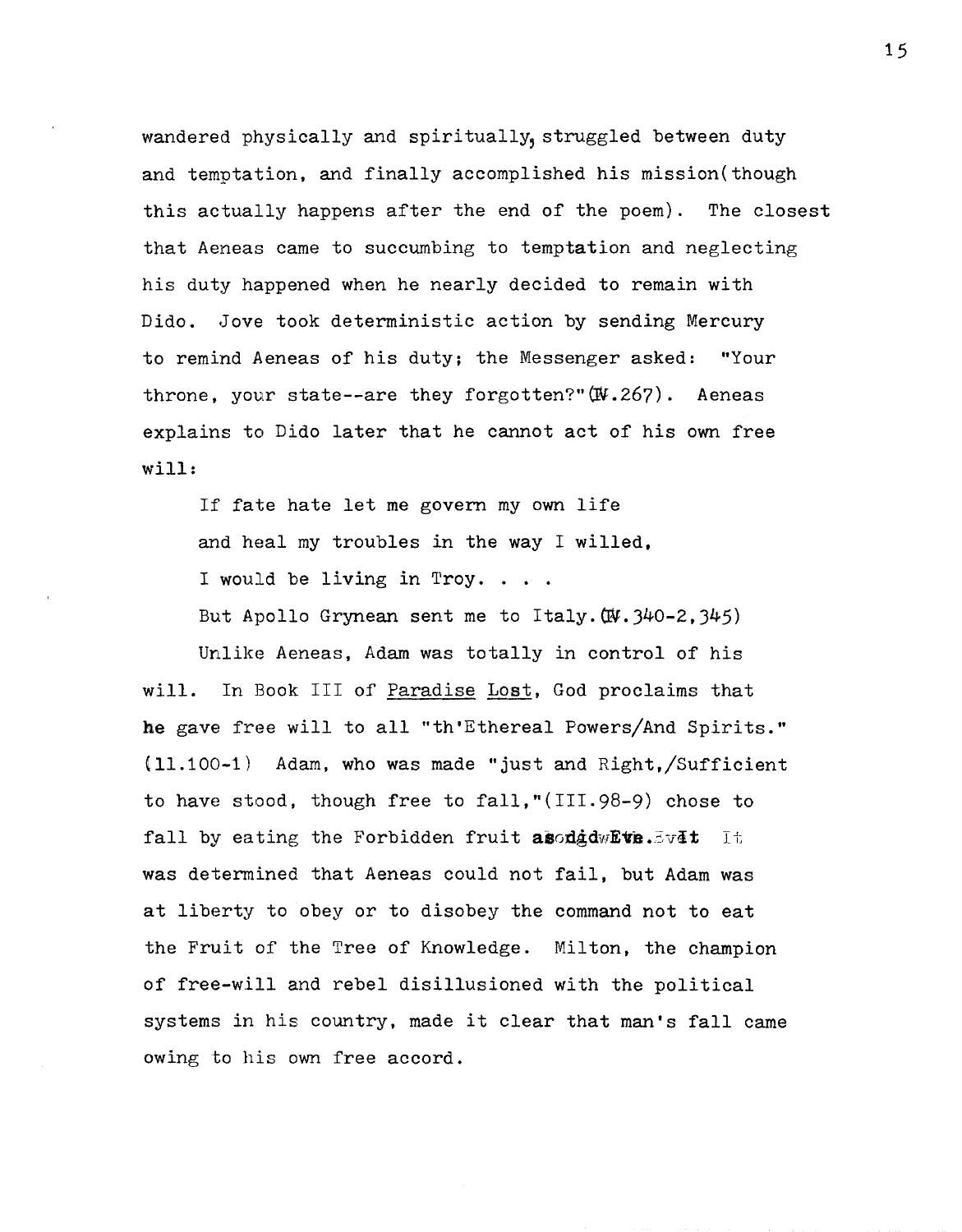wandered physically and spiritually, struggled between duty and temptation, and finally accomplished his mission(though this actually happens after the end of the poem). The closest that Aeneas came to succumbing to temptation and neglecting his duty happened when he nearly decided to remain with Dido. Jove took deterministic action by sending Mercury to remind Aeneas of his duty; the Messenger asked: "Your throne, your state--are they forgotten?"(IV.267). Aeneas explains to Dido later that he cannot act of his own free will:

> If fate hate let me govern my own life
>
> and heal my troubles in the way I willed,
>
> I would be living in Troy. . . .
>
> But Apollo Grynean sent me to Italy.(IV.340-2,345)

Unlike Aeneas, Adam was totally in control of his will. In Book III of Paradise Lost, God proclaims that he gave free will to all "th'Ethereal Powers/And Spirits." (ll.100-1) Adam, who was made "just and Right,/Sufficient to have stood, though free to fall,"(III.98-9) chose to fall by eating the Forbidden fruit along with Eve. It was determined that Aeneas could not fail, but Adam was at liberty to obey or to disobey the command not to eat the Fruit of the Tree of Knowledge. Milton, the champion of free-will and rebel disillusioned with the political systems in his country, made it clear that man's fall came owing to his own free accord.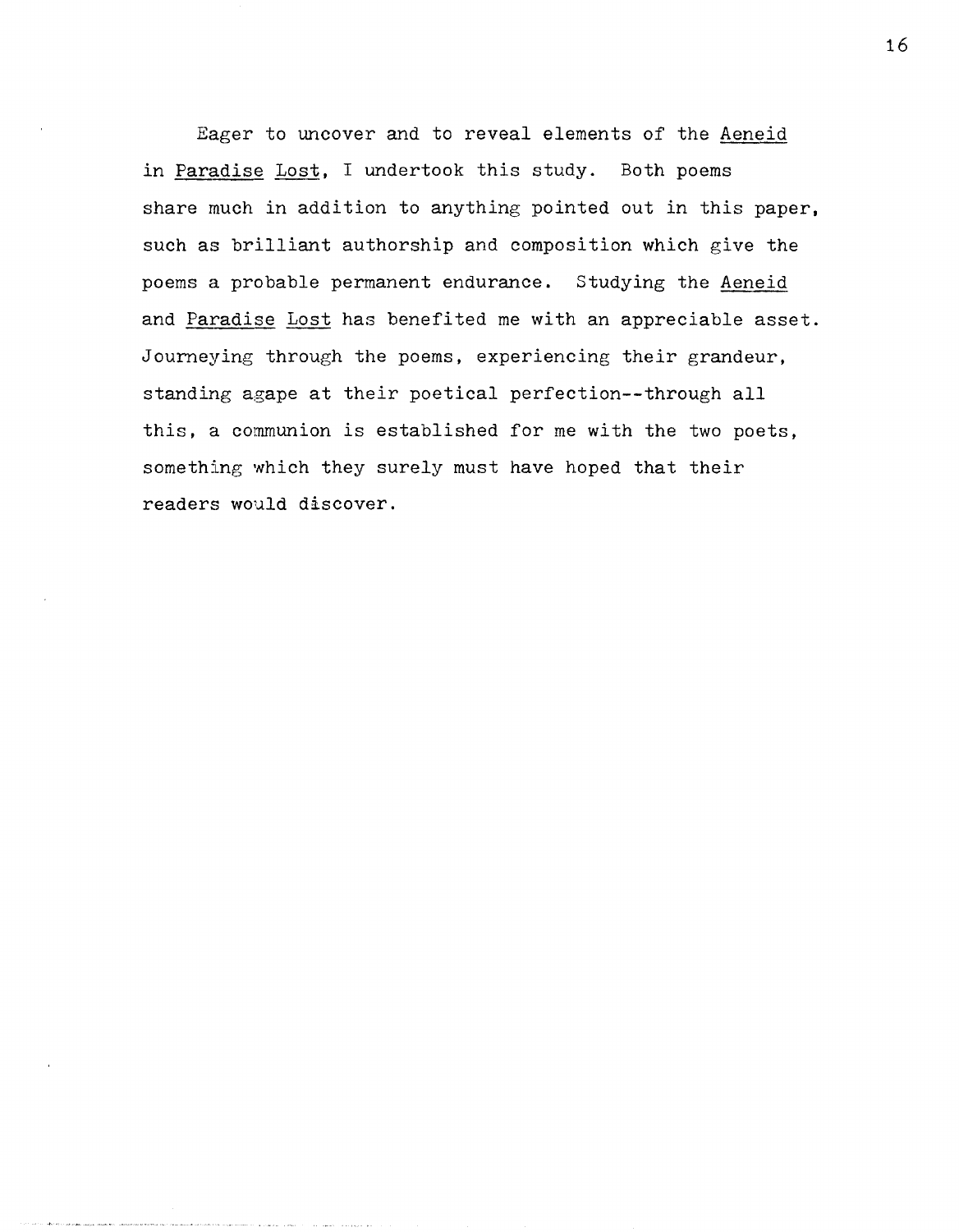Eager to uncover and to reveal elements of the *Aeneid* in *Paradise Lost*, I undertook this study. Both poems share much in addition to anything pointed out in this paper, such as brilliant authorship and composition which give the poems a probable permanent endurance. Studying the *Aeneid* and *Paradise Lost* has benefited me with an appreciable asset. Journeying through the poems, experiencing their grandeur, standing agape at their poetical perfection--through all this, a communion is established for me with the two poets, something which they surely must have hoped that their readers would discover.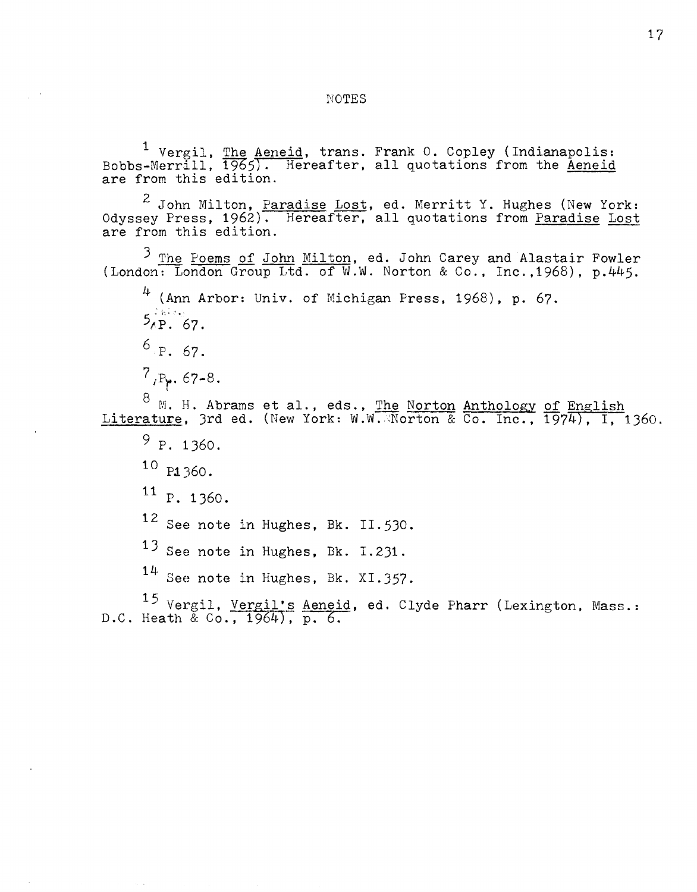# NOTES

[1] Vergil, The Aeneid, trans. Frank O. Copley (Indianapolis: Bobbs-Merrill, 1965). Hereafter, all quotations from the Aeneid are from this edition.

[2] John Milton, Paradise Lost, ed. Merritt Y. Hughes (New York: Odyssey Press, 1962). Hereafter, all quotations from Paradise Lost are from this edition.

[3] The Poems of John Milton, ed. John Carey and Alastair Fowler (London: London Group Ltd. of W.W. Norton & Co., Inc.,1968), p.445.

[4] (Ann Arbor: Univ. of Michigan Press, 1968), p. 67.

[5] P. 67.

[6] P. 67.

[7] Pp. 67-8.

[8] M. H. Abrams et al., eds., The Norton Anthology of English Literature, 3rd ed. (New York: W.W. Norton & Co. Inc., 1974), I, 1360.

[9] P. 1360.

[10] P. 1360.

[11] P. 1360.

[12] See note in Hughes, Bk. II.530.

[13] See note in Hughes, Bk. I.231.

[14] See note in Hughes, Bk. XI.357.

[15] Vergil, Vergil's Aeneid, ed. Clyde Pharr (Lexington, Mass.: D.C. Heath & Co., 1964), p. 6.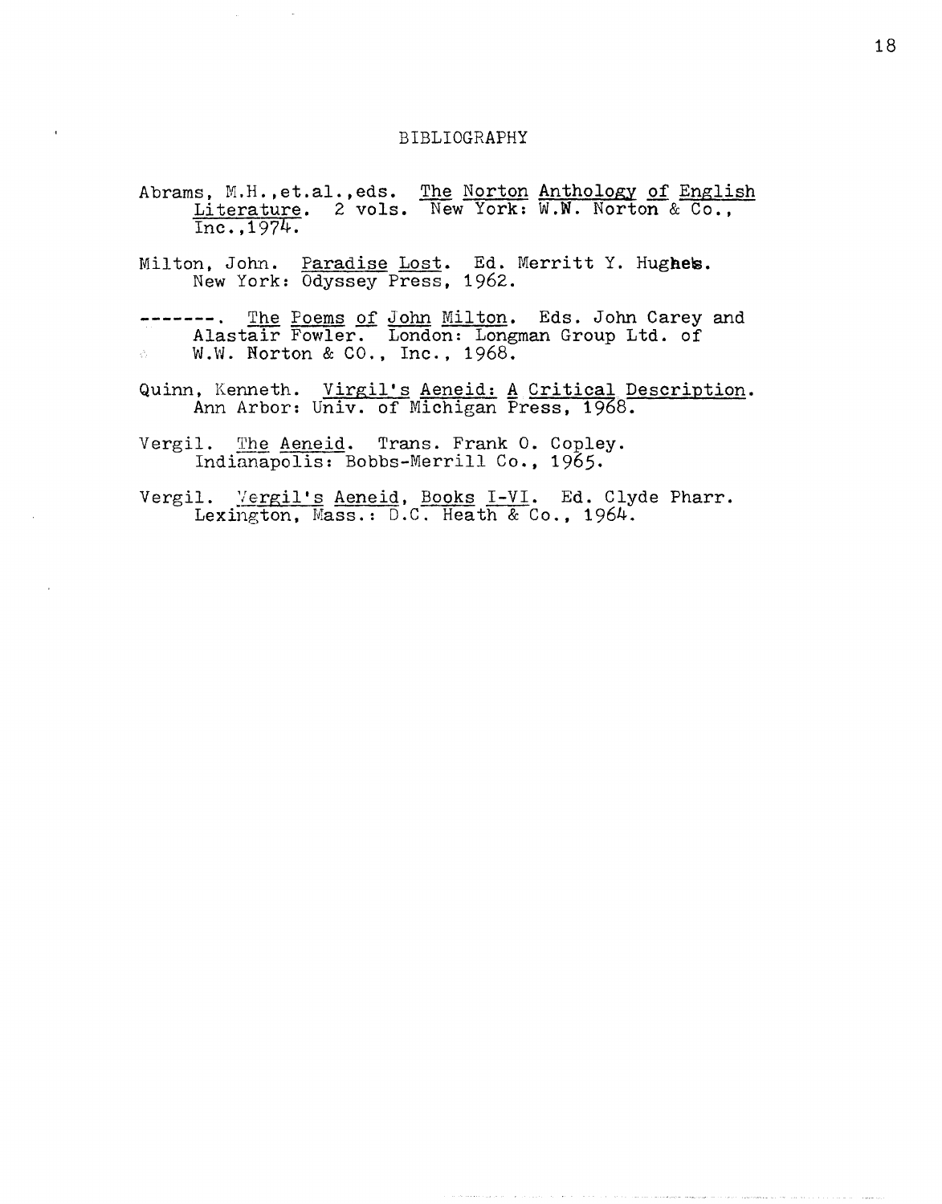# BIBLIOGRAPHY

Abrams, M.H.,et.al.,eds. The Norton Anthology of English Literature. 2 vols. New York: W.W. Norton & Co., Inc.,1974.

Milton, John. Paradise Lost. Ed. Merritt Y. Hughes. New York: Odyssey Press, 1962.

-------. The Poems of John Milton. Eds. John Carey and Alastair Fowler. London: Longman Group Ltd. of W.W. Norton & CO., Inc., 1968.

Quinn, Kenneth. Virgil's Aeneid: A Critical Description. Ann Arbor: Univ. of Michigan Press, 1968.

Vergil. The Aeneid. Trans. Frank O. Copley. Indianapolis: Bobbs-Merrill Co., 1965.

Vergil. Vergil's Aeneid, Books I-VI. Ed. Clyde Pharr. Lexington, Mass.: D.C. Heath & Co., 1964.